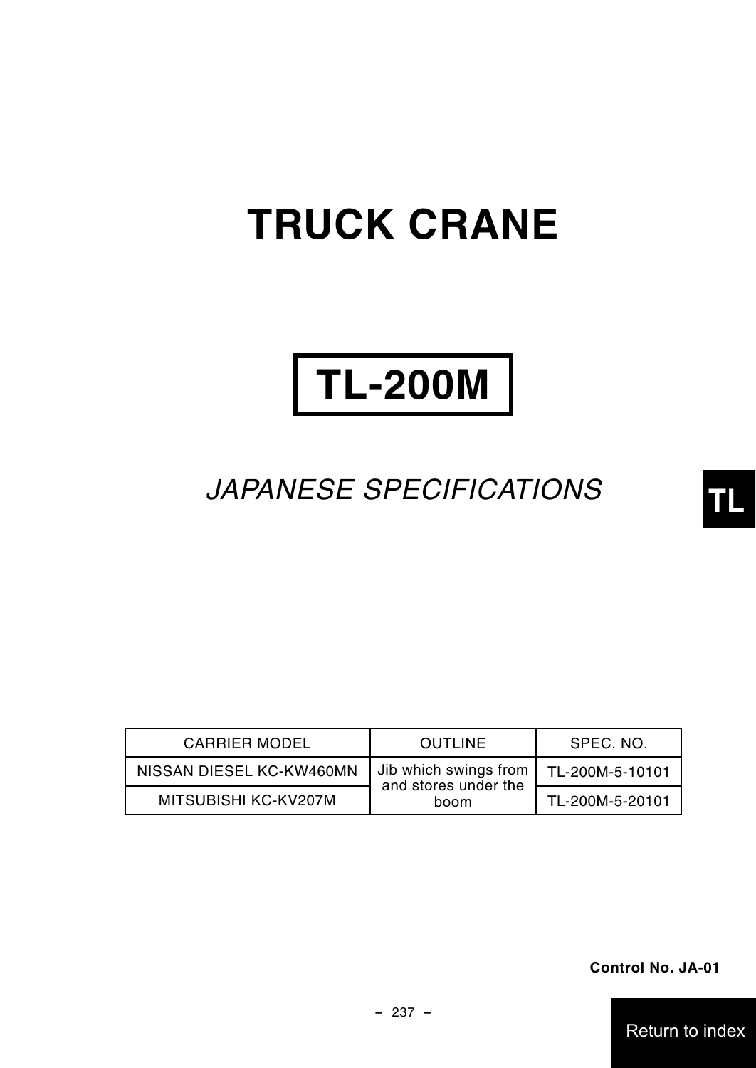# TRUCK CRANE

# TL-200M

*JAPANESE SPECIFICATIONS*

TL

| CARRIER MODEL | OUTLINE | SPEC. NO. |
|---|---|---|
| NISSAN DIESEL KC-KW460MN | Jib which swings from and stores under the boom | TL-200M-5-10101 |
| MITSUBISHI KC-KV207M | | TL-200M-5-20101 |

**Control No. JA-01**

Return to index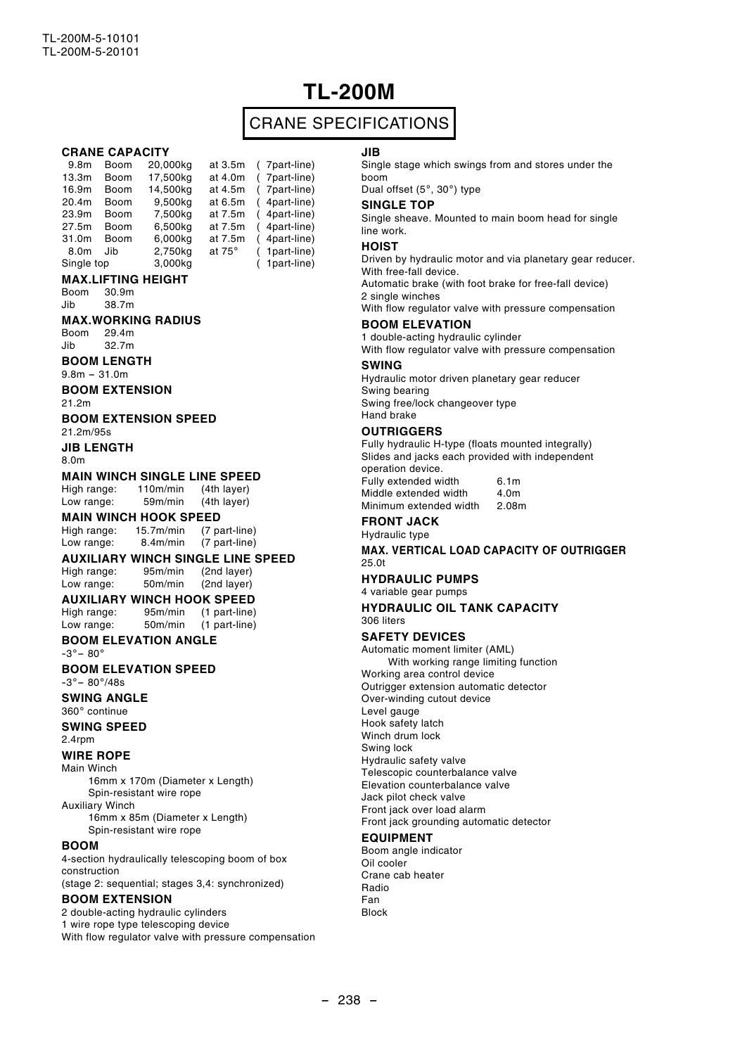TL-200M-5-10101
TL-200M-5-20101

# TL-200M

## CRANE SPECIFICATIONS

### CRANE CAPACITY

| | | | | |
|---|---|---|---|---|
| 9.8m | Boom | 20,000kg | at 3.5m | ( 7part-line) |
| 13.3m | Boom | 17,500kg | at 4.0m | ( 7part-line) |
| 16.9m | Boom | 14,500kg | at 4.5m | ( 7part-line) |
| 20.4m | Boom | 9,500kg | at 6.5m | ( 4part-line) |
| 23.9m | Boom | 7,500kg | at 7.5m | ( 4part-line) |
| 27.5m | Boom | 6,500kg | at 7.5m | ( 4part-line) |
| 31.0m | Boom | 6,000kg | at 7.5m | ( 4part-line) |
| 8.0m | Jib | 2,750kg | at 75° | ( 1part-line) |
| Single top | | 3,000kg | | ( 1part-line) |

### MAX.LIFTING HEIGHT
Boom 30.9m
Jib 38.7m

### MAX.WORKING RADIUS
Boom 29.4m
Jib 32.7m

### BOOM LENGTH
9.8m – 31.0m

### BOOM EXTENSION
21.2m

### BOOM EXTENSION SPEED
21.2m/95s

### JIB LENGTH
8.0m

### MAIN WINCH SINGLE LINE SPEED
High range: 110m/min (4th layer)
Low range: 59m/min (4th layer)

### MAIN WINCH HOOK SPEED
High range: 15.7m/min (7 part-line)
Low range: 8.4m/min (7 part-line)

### AUXILIARY WINCH SINGLE LINE SPEED
High range: 95m/min (2nd layer)
Low range: 50m/min (2nd layer)

### AUXILIARY WINCH HOOK SPEED
High range: 95m/min (1 part-line)
Low range: 50m/min (1 part-line)

### BOOM ELEVATION ANGLE
-3°– 80°

### BOOM ELEVATION SPEED
-3°– 80°/48s

### SWING ANGLE
360° continue

### SWING SPEED
2.4rpm

### WIRE ROPE
Main Winch
16mm x 170m (Diameter x Length)
Spin-resistant wire rope
Auxiliary Winch
16mm x 85m (Diameter x Length)
Spin-resistant wire rope

### BOOM
4-section hydraulically telescoping boom of box construction
(stage 2: sequential; stages 3,4: synchronized)

### BOOM EXTENSION
2 double-acting hydraulic cylinders
1 wire rope type telescoping device
With flow regulator valve with pressure compensation

### JIB
Single stage which swings from and stores under the boom
Dual offset (5°, 30°) type

### SINGLE TOP
Single sheave. Mounted to main boom head for single line work.

### HOIST
Driven by hydraulic motor and via planetary gear reducer.
With free-fall device.
Automatic brake (with foot brake for free-fall device)
2 single winches
With flow regulator valve with pressure compensation

### BOOM ELEVATION
1 double-acting hydraulic cylinder
With flow regulator valve with pressure compensation

### SWING
Hydraulic motor driven planetary gear reducer
Swing bearing
Swing free/lock changeover type
Hand brake

### OUTRIGGERS
Fully hydraulic H-type (floats mounted integrally)
Slides and jacks each provided with independent operation device.

| | |
|---|---|
| Fully extended width | 6.1m |
| Middle extended width | 4.0m |
| Minimum extended width | 2.08m |

### FRONT JACK
Hydraulic type

### MAX. VERTICAL LOAD CAPACITY OF OUTRIGGER
25.0t

### HYDRAULIC PUMPS
4 variable gear pumps

### HYDRAULIC OIL TANK CAPACITY
306 liters

### SAFETY DEVICES
Automatic moment limiter (AML)
With working range limiting function
Working area control device
Outrigger extension automatic detector
Over-winding cutout device
Level gauge
Hook safety latch
Winch drum lock
Swing lock
Hydraulic safety valve
Telescopic counterbalance valve
Elevation counterbalance valve
Jack pilot check valve
Front jack over load alarm
Front jack grounding automatic detector

### EQUIPMENT
Boom angle indicator
Oil cooler
Crane cab heater
Radio
Fan
Block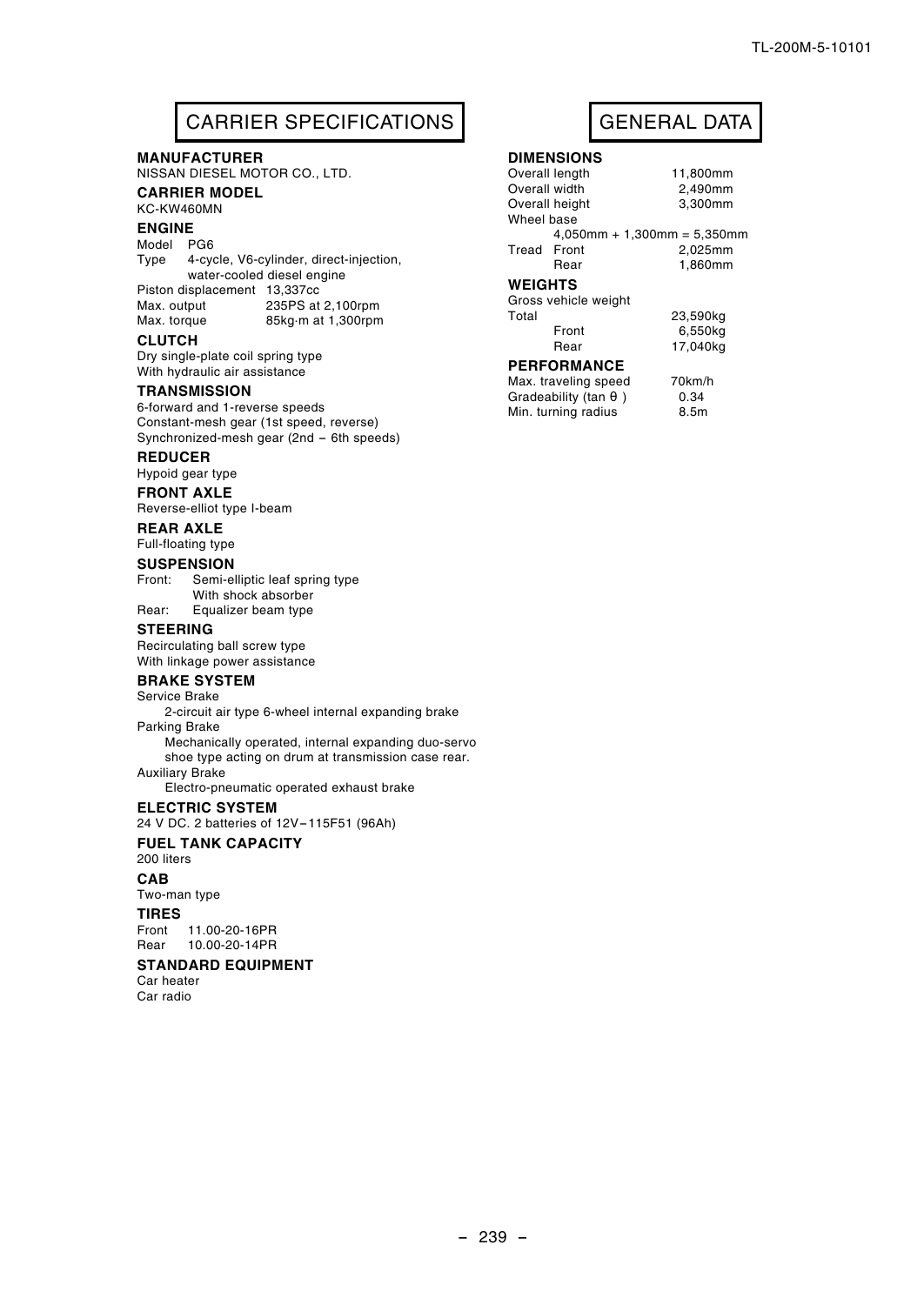# CARRIER SPECIFICATIONS

### MANUFACTURER
NISSAN DIESEL MOTOR CO., LTD.

### CARRIER MODEL
KC-KW460MN

### ENGINE
Model PG6
Type 4-cycle, V6-cylinder, direct-injection, water-cooled diesel engine
Piston displacement 13,337cc
Max. output 235PS at 2,100rpm
Max. torque 85kg·m at 1,300rpm

### CLUTCH
Dry single-plate coil spring type
With hydraulic air assistance

### TRANSMISSION
6-forward and 1-reverse speeds
Constant-mesh gear (1st speed, reverse)
Synchronized-mesh gear (2nd – 6th speeds)

### REDUCER
Hypoid gear type

### FRONT AXLE
Reverse-elliot type I-beam

### REAR AXLE
Full-floating type

### SUSPENSION
Front: Semi-elliptic leaf spring type
With shock absorber
Rear: Equalizer beam type

### STEERING
Recirculating ball screw type
With linkage power assistance

### BRAKE SYSTEM
Service Brake
2-circuit air type 6-wheel internal expanding brake
Parking Brake
Mechanically operated, internal expanding duo-servo shoe type acting on drum at transmission case rear.
Auxiliary Brake
Electro-pneumatic operated exhaust brake

### ELECTRIC SYSTEM
24 V DC. 2 batteries of 12V–115F51 (96Ah)

### FUEL TANK CAPACITY
200 liters

### CAB
Two-man type

### TIRES
Front 11.00-20-16PR
Rear 10.00-20-14PR

### STANDARD EQUIPMENT
Car heater
Car radio

# GENERAL DATA

### DIMENSIONS
| | |
|---|---|
| Overall length | 11,800mm |
| Overall width | 2,490mm |
| Overall height | 3,300mm |
| Wheel base | 4,050mm + 1,300mm = 5,350mm |
| Tread Front | 2,025mm |
| Tread Rear | 1,860mm |

### WEIGHTS
| | |
|---|---|
| Gross vehicle weight | |
| Total | 23,590kg |
| Front | 6,550kg |
| Rear | 17,040kg |

### PERFORMANCE
| | |
|---|---|
| Max. traveling speed | 70km/h |
| Gradeability ($\tan\theta$) | 0.34 |
| Min. turning radius | 8.5m |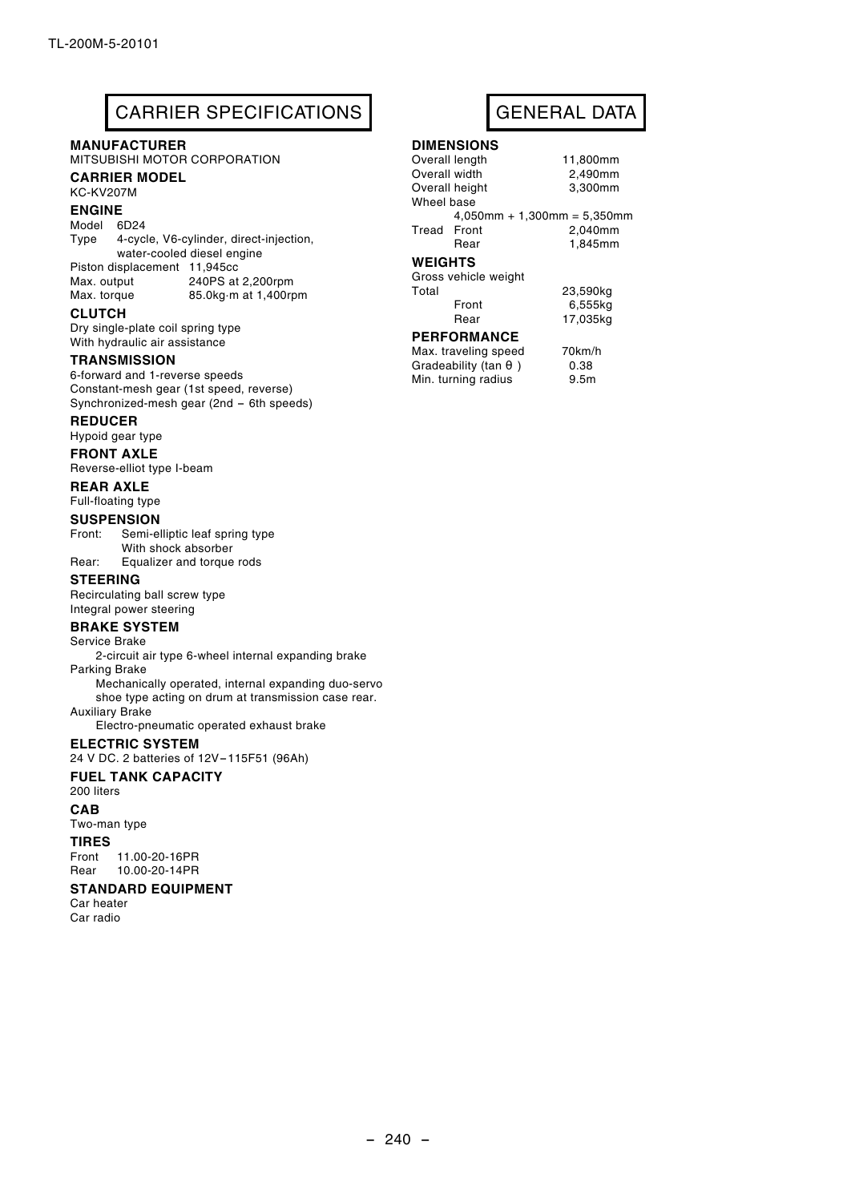## CARRIER SPECIFICATIONS

### MANUFACTURER
MITSUBISHI MOTOR CORPORATION

### CARRIER MODEL
KC-KV207M

### ENGINE
Model 6D24

Type 4-cycle, V6-cylinder, direct-injection, water-cooled diesel engine

| | |
|---|---|
| Piston displacement | 11,945cc |
| Max. output | 240PS at 2,200rpm |
| Max. torque | 85.0kg·m at 1,400rpm |

### CLUTCH
Dry single-plate coil spring type
With hydraulic air assistance

### TRANSMISSION
6-forward and 1-reverse speeds
Constant-mesh gear (1st speed, reverse)
Synchronized-mesh gear (2nd – 6th speeds)

### REDUCER
Hypoid gear type

### FRONT AXLE
Reverse-elliot type I-beam

### REAR AXLE
Full-floating type

### SUSPENSION
Front: Semi-elliptic leaf spring type
With shock absorber

Rear: Equalizer and torque rods

### STEERING
Recirculating ball screw type
Integral power steering

### BRAKE SYSTEM
Service Brake
2-circuit air type 6-wheel internal expanding brake

Parking Brake
Mechanically operated, internal expanding duo-servo shoe type acting on drum at transmission case rear.

Auxiliary Brake
Electro-pneumatic operated exhaust brake

### ELECTRIC SYSTEM
24 V DC. 2 batteries of 12V–115F51 (96Ah)

### FUEL TANK CAPACITY
200 liters

### CAB
Two-man type

### TIRES
Front 11.00-20-16PR
Rear 10.00-20-14PR

### STANDARD EQUIPMENT
Car heater
Car radio

## GENERAL DATA

### DIMENSIONS

| | |
|---|---|
| Overall length | 11,800mm |
| Overall width | 2,490mm |
| Overall height | 3,300mm |
| Wheel base | 4,050mm + 1,300mm = 5,350mm |
| Tread Front | 2,040mm |
| Tread Rear | 1,845mm |

### WEIGHTS

| | |
|---|---|
| Gross vehicle weight | |
| Total | 23,590kg |
| Front | 6,555kg |
| Rear | 17,035kg |

### PERFORMANCE

| | |
|---|---|
| Max. traveling speed | 70km/h |
| Gradeability (tan $\theta$) | 0.38 |
| Min. turning radius | 9.5m |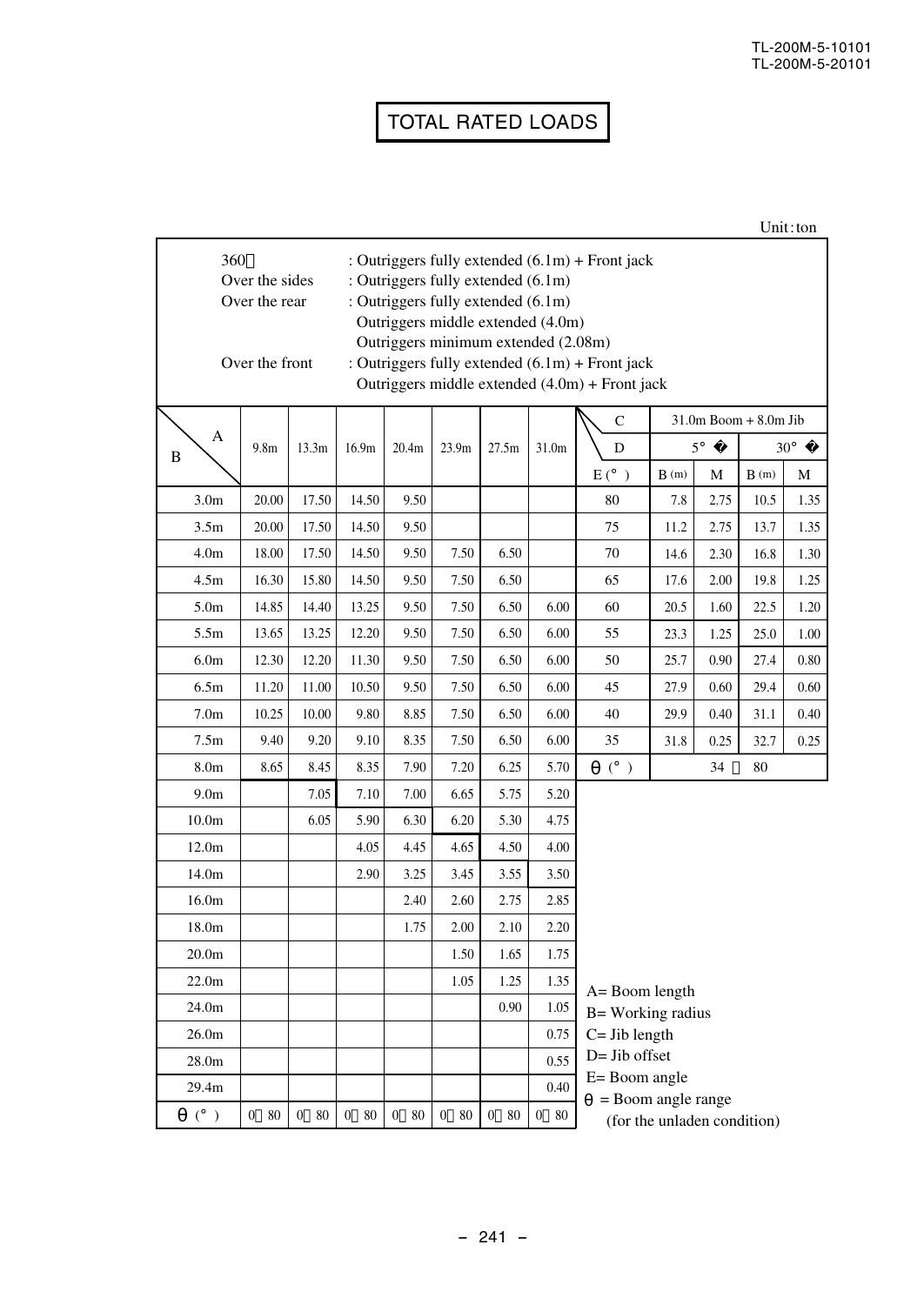TL-200M-5-10101
TL-200M-5-20101

# TOTAL RATED LOADS

Unit : ton

| | |
|---|---|
| 360° | : Outriggers fully extended (6.1m) + Front jack |
| Over the sides | : Outriggers fully extended (6.1m) |
| Over the rear | : Outriggers fully extended (6.1m) |
| | Outriggers middle extended (4.0m) |
| | Outriggers minimum extended (2.08m) |
| Over the front | : Outriggers fully extended (6.1m) + Front jack |
| | Outriggers middle extended (4.0m) + Front jack |

| B \ A | 9.8m | 13.3m | 16.9m | 20.4m | 23.9m | 27.5m | 31.0m |
|---|---|---|---|---|---|---|---|
| 3.0m | 20.00 | 17.50 | 14.50 | 9.50 | | | |
| 3.5m | 20.00 | 17.50 | 14.50 | 9.50 | | | |
| 4.0m | 18.00 | 17.50 | 14.50 | 9.50 | 7.50 | 6.50 | |
| 4.5m | 16.30 | 15.80 | 14.50 | 9.50 | 7.50 | 6.50 | |
| 5.0m | 14.85 | 14.40 | 13.25 | 9.50 | 7.50 | 6.50 | 6.00 |
| 5.5m | 13.65 | 13.25 | 12.20 | 9.50 | 7.50 | 6.50 | 6.00 |
| 6.0m | 12.30 | 12.20 | 11.30 | 9.50 | 7.50 | 6.50 | 6.00 |
| 6.5m | 11.20 | 11.00 | 10.50 | 9.50 | 7.50 | 6.50 | 6.00 |
| 7.0m | 10.25 | 10.00 | 9.80 | 8.85 | 7.50 | 6.50 | 6.00 |
| 7.5m | 9.40 | 9.20 | 9.10 | 8.35 | 7.50 | 6.50 | 6.00 |
| 8.0m | 8.65 | 8.45 | 8.35 | 7.90 | 7.20 | 6.25 | 5.70 |
| 9.0m | | 7.05 | 7.10 | 7.00 | 6.65 | 5.75 | 5.20 |
| 10.0m | | 6.05 | 5.90 | 6.30 | 6.20 | 5.30 | 4.75 |
| 12.0m | | | 4.05 | 4.45 | 4.65 | 4.50 | 4.00 |
| 14.0m | | | 2.90 | 3.25 | 3.45 | 3.55 | 3.50 |
| 16.0m | | | | 2.40 | 2.60 | 2.75 | 2.85 |
| 18.0m | | | | 1.75 | 2.00 | 2.10 | 2.20 |
| 20.0m | | | | | 1.50 | 1.65 | 1.75 |
| 22.0m | | | | | 1.05 | 1.25 | 1.35 |
| 24.0m | | | | | | 0.90 | 1.05 |
| 26.0m | | | | | | | 0.75 |
| 28.0m | | | | | | | 0.55 |
| 29.4m | | | | | | | 0.40 |
| θ (°) | 0～80 | 0～80 | 0～80 | 0～80 | 0～80 | 0～80 | 0～80 |

| C | 31.0m Boom + 8.0m Jib | | | |
|---|---|---|---|---|
| D | 5° | | 30° | |
| E (°) | B (m) | M | B (m) | M |
| 80 | 7.8 | 2.75 | 10.5 | 1.35 |
| 75 | 11.2 | 2.75 | 13.7 | 1.35 |
| 70 | 14.6 | 2.30 | 16.8 | 1.30 |
| 65 | 17.6 | 2.00 | 19.8 | 1.25 |
| 60 | 20.5 | 1.60 | 22.5 | 1.20 |
| 55 | 23.3 | 1.25 | 25.0 | 1.00 |
| 50 | 25.7 | 0.90 | 27.4 | 0.80 |
| 45 | 27.9 | 0.60 | 29.4 | 0.60 |
| 40 | 29.9 | 0.40 | 31.1 | 0.40 |
| 35 | 31.8 | 0.25 | 32.7 | 0.25 |
| θ (°) | 34～80 | | | |

A= Boom length
B= Working radius
C= Jib length
D= Jib offset
E= Boom angle
θ = Boom angle range
(for the unladen condition)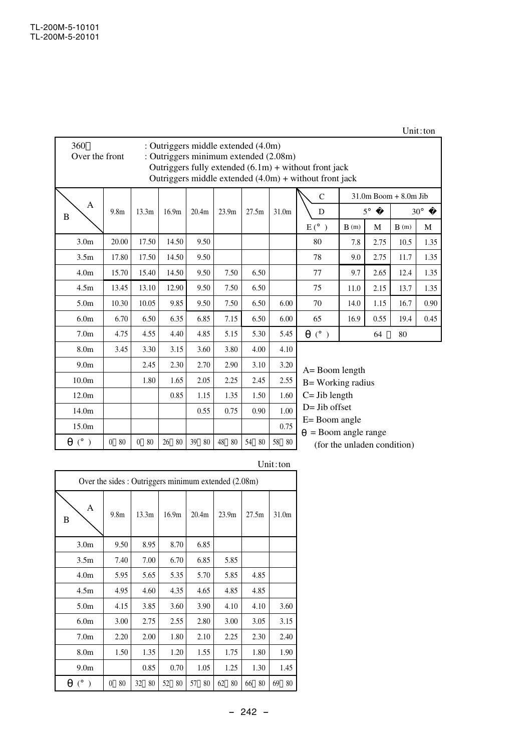TL-200M-5-10101
TL-200M-5-20101

Unit: ton

| 360° : Outriggers middle extended (4.0m)<br>Over the front : Outriggers minimum extended (2.08m)<br>Outriggers fully extended (6.1m) + without front jack<br>Outriggers middle extended (4.0m) + without front jack | | | | | | | |
|---|---|---|---|---|---|---|---|
| B \ A | 9.8m | 13.3m | 16.9m | 20.4m | 23.9m | 27.5m | 31.0m |
| 3.0m | 20.00 | 17.50 | 14.50 | 9.50 | | | |
| 3.5m | 17.80 | 17.50 | 14.50 | 9.50 | | | |
| 4.0m | 15.70 | 15.40 | 14.50 | 9.50 | 7.50 | 6.50 | |
| 4.5m | 13.45 | 13.10 | 12.90 | 9.50 | 7.50 | 6.50 | |
| 5.0m | 10.30 | 10.05 | 9.85 | 9.50 | 7.50 | 6.50 | 6.00 |
| 6.0m | 6.70 | 6.50 | 6.35 | 6.85 | 7.15 | 6.50 | 6.00 |
| 7.0m | 4.75 | 4.55 | 4.40 | 4.85 | 5.15 | 5.30 | 5.45 |
| 8.0m | 3.45 | 3.30 | 3.15 | 3.60 | 3.80 | 4.00 | 4.10 |
| 9.0m | | 2.45 | 2.30 | 2.70 | 2.90 | 3.10 | 3.20 |
| 10.0m | | 1.80 | 1.65 | 2.05 | 2.25 | 2.45 | 2.55 |
| 12.0m | | | 0.85 | 1.15 | 1.35 | 1.50 | 1.60 |
| 14.0m | | | | 0.55 | 0.75 | 0.90 | 1.00 |
| 15.0m | | | | | | | 0.75 |
| θ (°) | 0～80 | 0～80 | 26～80 | 39～80 | 48～80 | 54～80 | 58～80 |

| C | 31.0m Boom + 8.0m Jib | | | |
|---|---|---|---|---|
| D | 5° | | 30° | |
| E (°) | B (m) | M | B (m) | M |
| 80 | 7.8 | 2.75 | 10.5 | 1.35 |
| 78 | 9.0 | 2.75 | 11.7 | 1.35 |
| 77 | 9.7 | 2.65 | 12.4 | 1.35 |
| 75 | 11.0 | 2.15 | 13.7 | 1.35 |
| 70 | 14.0 | 1.15 | 16.7 | 0.90 |
| 65 | 16.9 | 0.55 | 19.4 | 0.45 |
| θ (°) | 64～80 | | | |

A= Boom length
B= Working radius
C= Jib length
D= Jib offset
E= Boom angle
θ = Boom angle range
(for the unladen condition)

Unit: ton

| Over the sides : Outriggers minimum extended (2.08m) | | | | | | | |
|---|---|---|---|---|---|---|---|
| B \ A | 9.8m | 13.3m | 16.9m | 20.4m | 23.9m | 27.5m | 31.0m |
| 3.0m | 9.50 | 8.95 | 8.70 | 6.85 | | | |
| 3.5m | 7.40 | 7.00 | 6.70 | 6.85 | 5.85 | | |
| 4.0m | 5.95 | 5.65 | 5.35 | 5.70 | 5.85 | 4.85 | |
| 4.5m | 4.95 | 4.60 | 4.35 | 4.65 | 4.85 | 4.85 | |
| 5.0m | 4.15 | 3.85 | 3.60 | 3.90 | 4.10 | 4.10 | 3.60 |
| 6.0m | 3.00 | 2.75 | 2.55 | 2.80 | 3.00 | 3.05 | 3.15 |
| 7.0m | 2.20 | 2.00 | 1.80 | 2.10 | 2.25 | 2.30 | 2.40 |
| 8.0m | 1.50 | 1.35 | 1.20 | 1.55 | 1.75 | 1.80 | 1.90 |
| 9.0m | | 0.85 | 0.70 | 1.05 | 1.25 | 1.30 | 1.45 |
| θ (°) | 0～80 | 32～80 | 52～80 | 57～80 | 62～80 | 66～80 | 69～80 |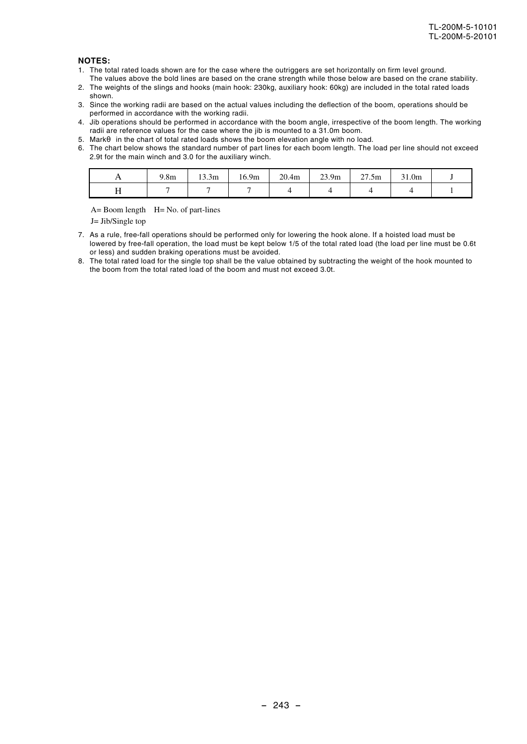TL-200M-5-10101
TL-200M-5-20101

**NOTES:**

1. The total rated loads shown are for the case where the outriggers are set horizontally on firm level ground.
   The values above the bold lines are based on the crane strength while those below are based on the crane stability.
2. The weights of the slings and hooks (main hook: 230kg, auxiliary hook: 60kg) are included in the total rated loads shown.
3. Since the working radii are based on the actual values including the deflection of the boom, operations should be performed in accordance with the working radii.
4. Jib operations should be performed in accordance with the boom angle, irrespective of the boom length. The working radii are reference values for the case where the jib is mounted to a 31.0m boom.
5. Mark $\theta$ in the chart of total rated loads shows the boom elevation angle with no load.
6. The chart below shows the standard number of part lines for each boom length. The load per line should not exceed 2.9t for the main winch and 3.0 for the auxiliary winch.

| A | 9.8m | 13.3m | 16.9m | 20.4m | 23.9m | 27.5m | 31.0m | J |
|---|---|---|---|---|---|---|---|---|
| H | 7 | 7 | 7 | 4 | 4 | 4 | 4 | 1 |

A= Boom length  H= No. of part-lines
J= Jib/Single top

7. As a rule, free-fall operations should be performed only for lowering the hook alone. If a hoisted load must be lowered by free-fall operation, the load must be kept below 1/5 of the total rated load (the load per line must be 0.6t or less) and sudden braking operations must be avoided.
8. The total rated load for the single top shall be the value obtained by subtracting the weight of the hook mounted to the boom from the total rated load of the boom and must not exceed 3.0t.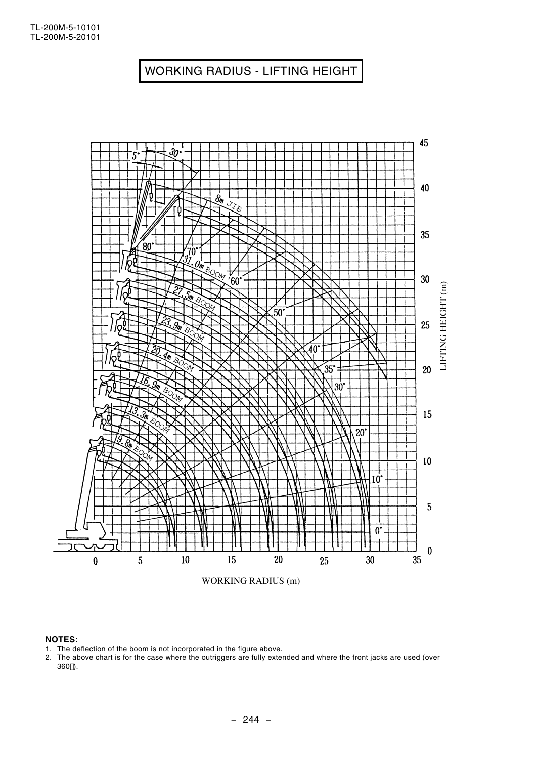TL-200M-5-10101
TL-200M-5-20101

# WORKING RADIUS - LIFTING HEIGHT

**NOTES:**
1. The deflection of the boom is not incorporated in the figure above.
2. The above chart is for the case where the outriggers are fully extended and where the front jacks are used (over 360°).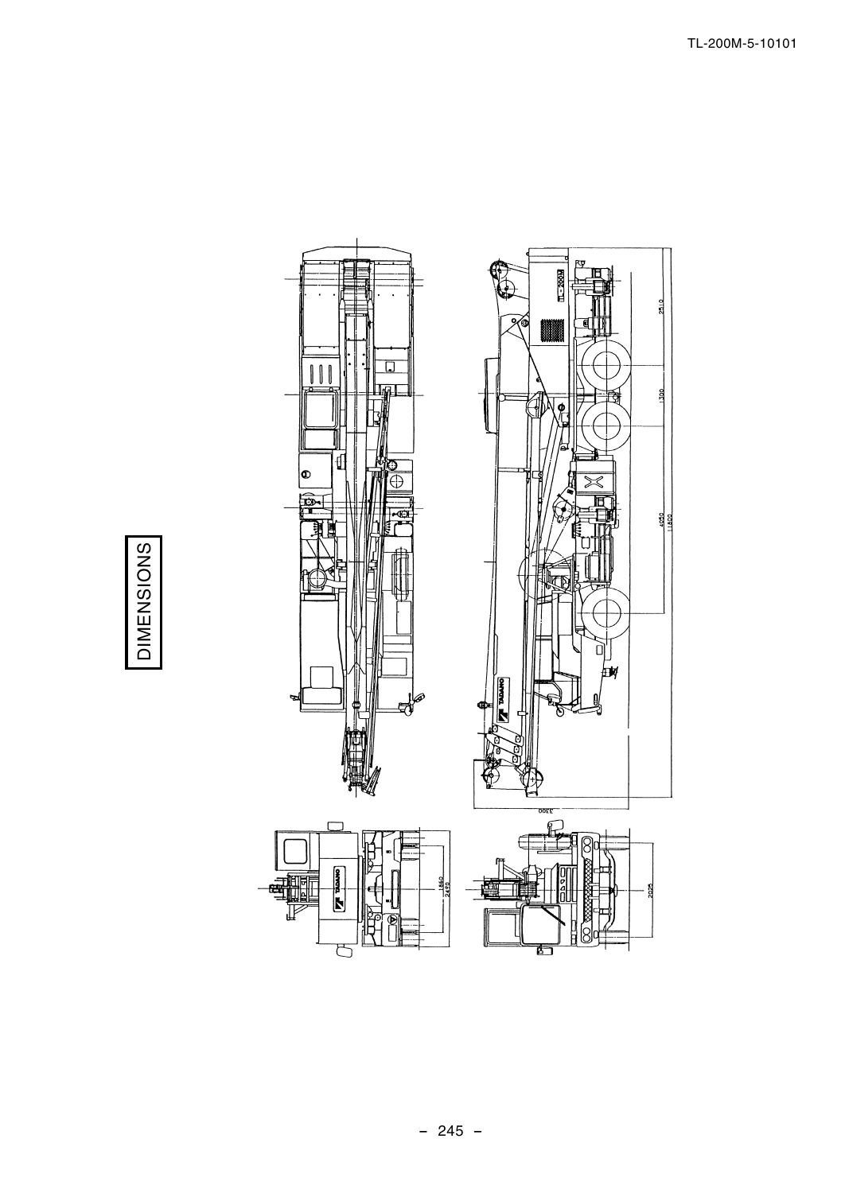# DIMENSIONS

2510

1300

4050

11800

3300

1860

2490

2025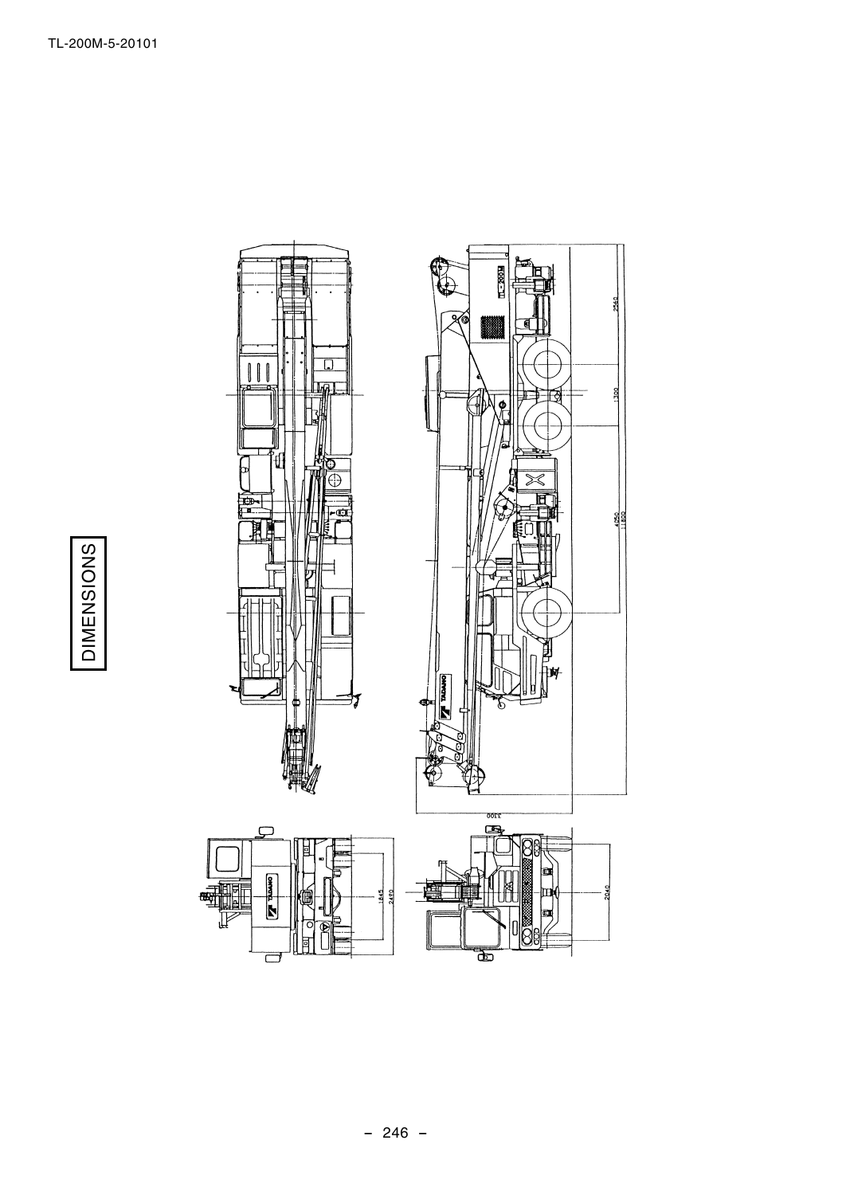# DIMENSIONS

2560
1300
4250
11800
3100
1645
2490
2040